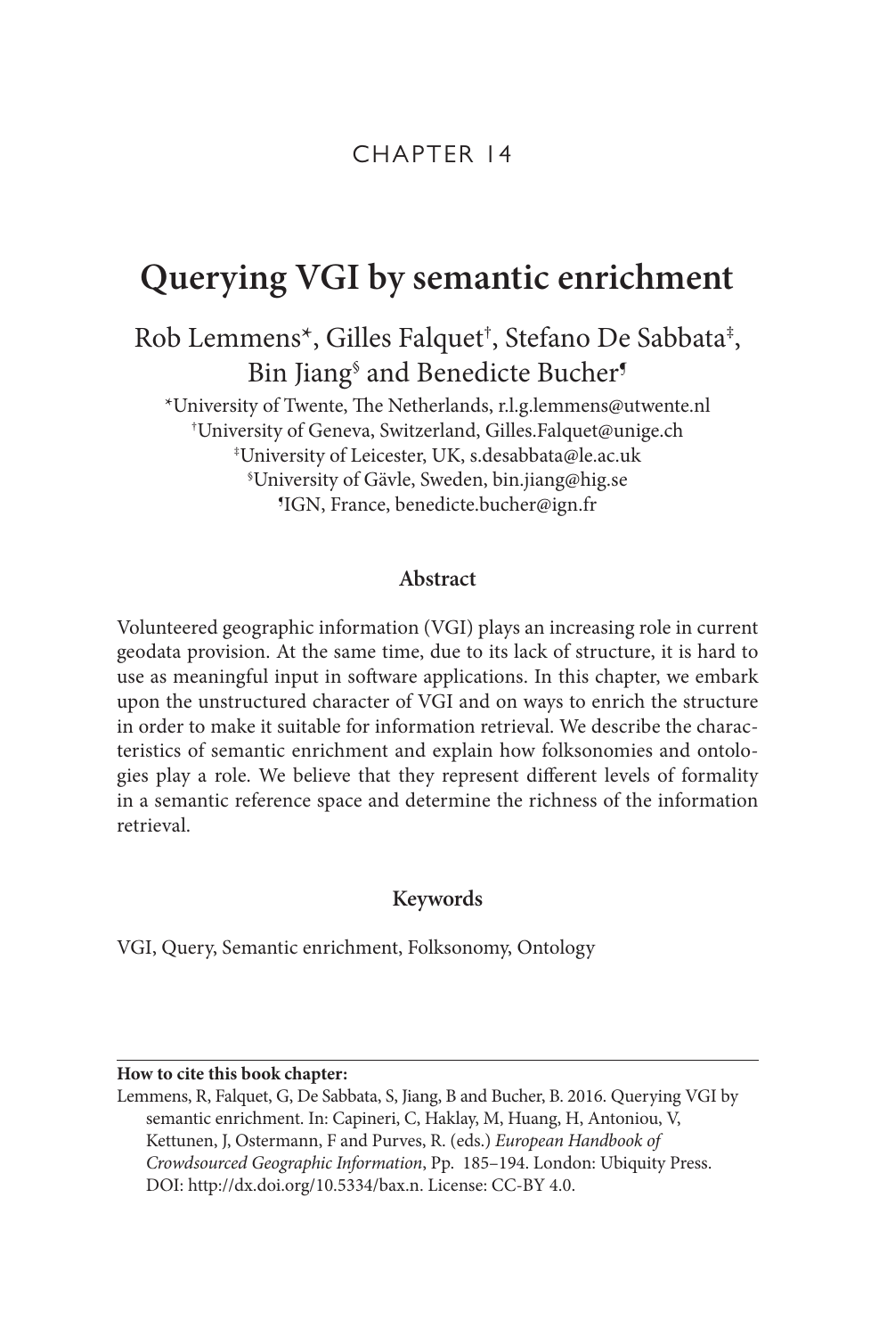CHAPTER 14

# Querying VGI by semantic enrichment

Rob Lemmens[*], Gilles Falquet[†], Stefano De Sabbata[‡], Bin Jiang[§] and Benedicte Bucher[¶]

[*]University of Twente, The Netherlands, r.l.g.lemmens@utwente.nl
[†]University of Geneva, Switzerland, Gilles.Falquet@unige.ch
[‡]University of Leicester, UK, s.desabbata@le.ac.uk
[§]University of Gävle, Sweden, bin.jiang@hig.se
[¶]IGN, France, benedicte.bucher@ign.fr

### Abstract

Volunteered geographic information (VGI) plays an increasing role in current geodata provision. At the same time, due to its lack of structure, it is hard to use as meaningful input in software applications. In this chapter, we embark upon the unstructured character of VGI and on ways to enrich the structure in order to make it suitable for information retrieval. We describe the characteristics of semantic enrichment and explain how folksonomies and ontologies play a role. We believe that they represent different levels of formality in a semantic reference space and determine the richness of the information retrieval.

### Keywords

VGI, Query, Semantic enrichment, Folksonomy, Ontology

---

**How to cite this book chapter:**
Lemmens, R, Falquet, G, De Sabbata, S, Jiang, B and Bucher, B. 2016. Querying VGI by semantic enrichment. In: Capineri, C, Haklay, M, Huang, H, Antoniou, V, Kettunen, J, Ostermann, F and Purves, R. (eds.) *European Handbook of Crowdsourced Geographic Information*, Pp. 185–194. London: Ubiquity Press. DOI: http://dx.doi.org/10.5334/bax.n. License: CC-BY 4.0.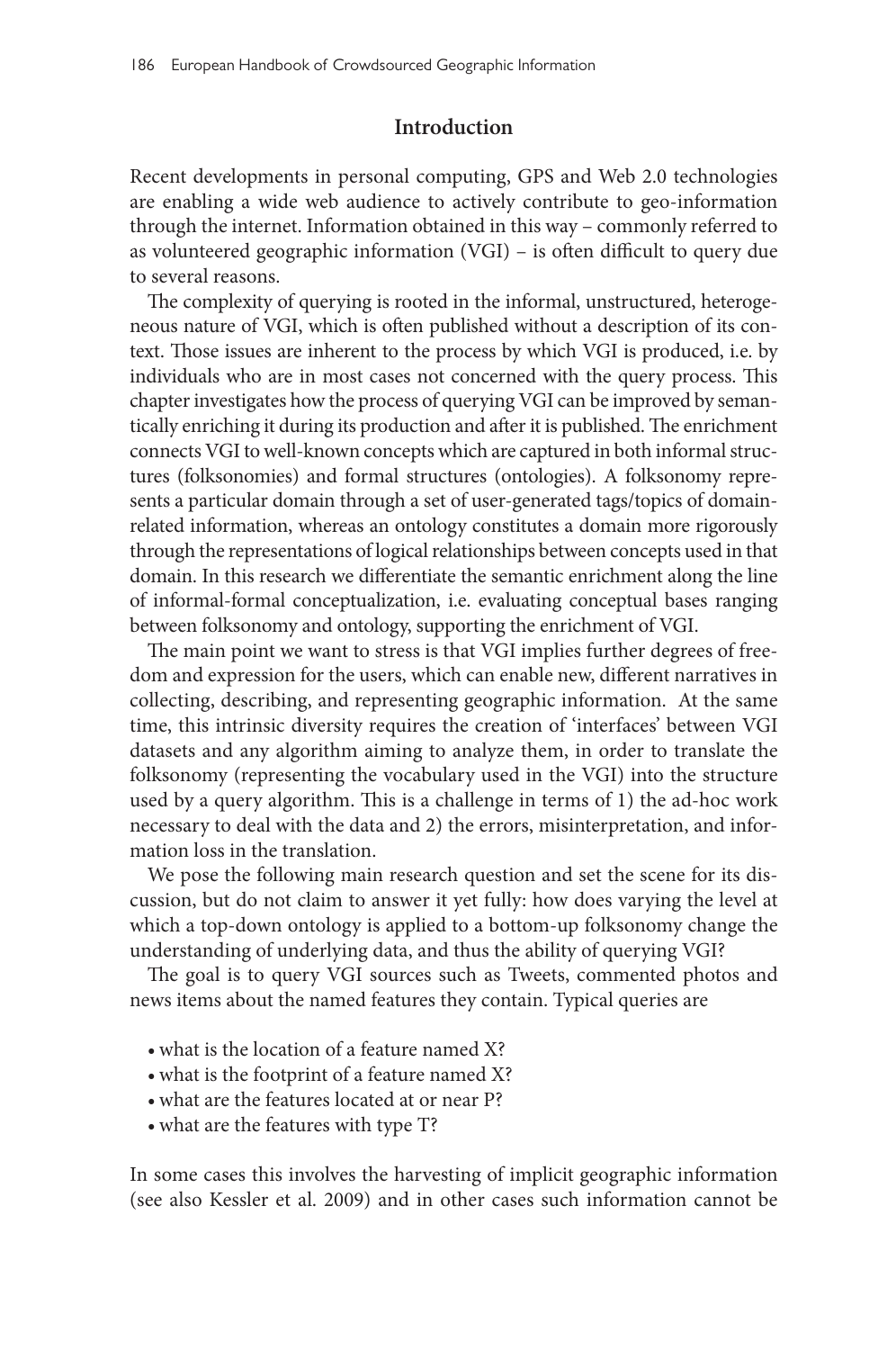## Introduction

Recent developments in personal computing, GPS and Web 2.0 technologies are enabling a wide web audience to actively contribute to geo-information through the internet. Information obtained in this way – commonly referred to as volunteered geographic information (VGI) – is often difficult to query due to several reasons.

The complexity of querying is rooted in the informal, unstructured, heterogeneous nature of VGI, which is often published without a description of its context. Those issues are inherent to the process by which VGI is produced, i.e. by individuals who are in most cases not concerned with the query process. This chapter investigates how the process of querying VGI can be improved by semantically enriching it during its production and after it is published. The enrichment connects VGI to well-known concepts which are captured in both informal structures (folksonomies) and formal structures (ontologies). A folksonomy represents a particular domain through a set of user-generated tags/topics of domain-related information, whereas an ontology constitutes a domain more rigorously through the representations of logical relationships between concepts used in that domain. In this research we differentiate the semantic enrichment along the line of informal-formal conceptualization, i.e. evaluating conceptual bases ranging between folksonomy and ontology, supporting the enrichment of VGI.

The main point we want to stress is that VGI implies further degrees of freedom and expression for the users, which can enable new, different narratives in collecting, describing, and representing geographic information. At the same time, this intrinsic diversity requires the creation of 'interfaces' between VGI datasets and any algorithm aiming to analyze them, in order to translate the folksonomy (representing the vocabulary used in the VGI) into the structure used by a query algorithm. This is a challenge in terms of 1) the ad-hoc work necessary to deal with the data and 2) the errors, misinterpretation, and information loss in the translation.

We pose the following main research question and set the scene for its discussion, but do not claim to answer it yet fully: how does varying the level at which a top-down ontology is applied to a bottom-up folksonomy change the understanding of underlying data, and thus the ability of querying VGI?

The goal is to query VGI sources such as Tweets, commented photos and news items about the named features they contain. Typical queries are

- what is the location of a feature named X?
- what is the footprint of a feature named X?
- what are the features located at or near P?
- what are the features with type T?

In some cases this involves the harvesting of implicit geographic information (see also Kessler et al. 2009) and in other cases such information cannot be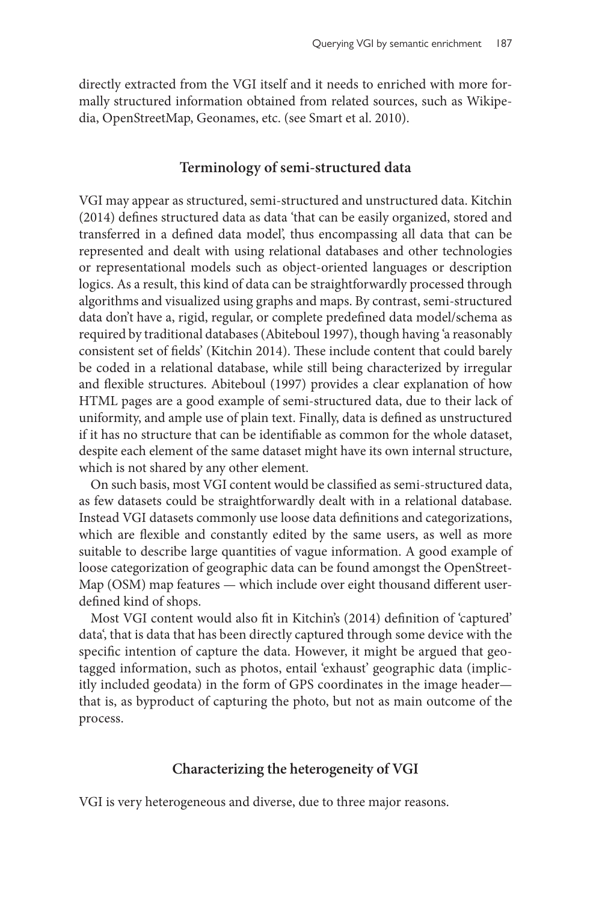directly extracted from the VGI itself and it needs to enriched with more formally structured information obtained from related sources, such as Wikipedia, OpenStreetMap, Geonames, etc. (see Smart et al. 2010).

## Terminology of semi-structured data

VGI may appear as structured, semi-structured and unstructured data. Kitchin (2014) defines structured data as data 'that can be easily organized, stored and transferred in a defined data model', thus encompassing all data that can be represented and dealt with using relational databases and other technologies or representational models such as object-oriented languages or description logics. As a result, this kind of data can be straightforwardly processed through algorithms and visualized using graphs and maps. By contrast, semi-structured data don't have a, rigid, regular, or complete predefined data model/schema as required by traditional databases (Abiteboul 1997), though having 'a reasonably consistent set of fields' (Kitchin 2014). These include content that could barely be coded in a relational database, while still being characterized by irregular and flexible structures. Abiteboul (1997) provides a clear explanation of how HTML pages are a good example of semi-structured data, due to their lack of uniformity, and ample use of plain text. Finally, data is defined as unstructured if it has no structure that can be identifiable as common for the whole dataset, despite each element of the same dataset might have its own internal structure, which is not shared by any other element.

On such basis, most VGI content would be classified as semi-structured data, as few datasets could be straightforwardly dealt with in a relational database. Instead VGI datasets commonly use loose data definitions and categorizations, which are flexible and constantly edited by the same users, as well as more suitable to describe large quantities of vague information. A good example of loose categorization of geographic data can be found amongst the OpenStreetMap (OSM) map features — which include over eight thousand different user-defined kind of shops.

Most VGI content would also fit in Kitchin's (2014) definition of 'captured' data', that is data that has been directly captured through some device with the specific intention of capture the data. However, it might be argued that geotagged information, such as photos, entail 'exhaust' geographic data (implicitly included geodata) in the form of GPS coordinates in the image header—that is, as byproduct of capturing the photo, but not as main outcome of the process.

## Characterizing the heterogeneity of VGI

VGI is very heterogeneous and diverse, due to three major reasons.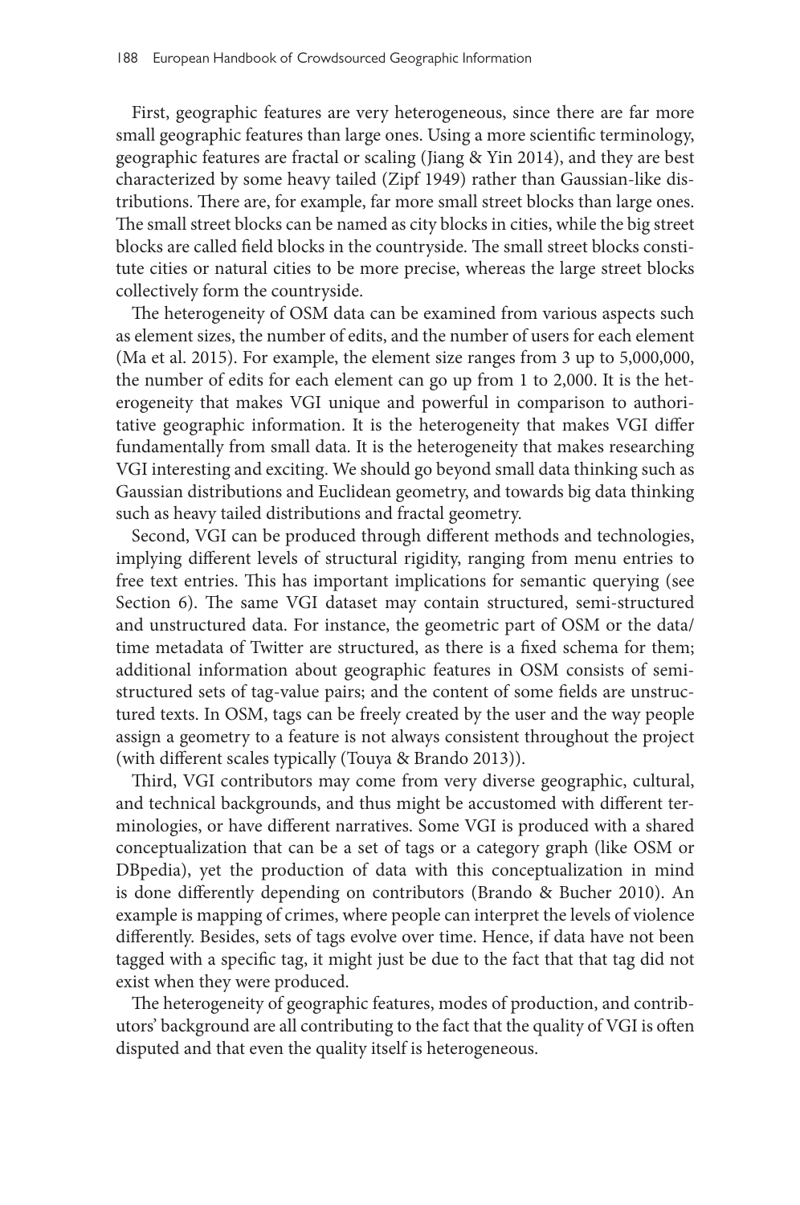First, geographic features are very heterogeneous, since there are far more small geographic features than large ones. Using a more scientific terminology, geographic features are fractal or scaling (Jiang & Yin 2014), and they are best characterized by some heavy tailed (Zipf 1949) rather than Gaussian-like distributions. There are, for example, far more small street blocks than large ones. The small street blocks can be named as city blocks in cities, while the big street blocks are called field blocks in the countryside. The small street blocks constitute cities or natural cities to be more precise, whereas the large street blocks collectively form the countryside.

The heterogeneity of OSM data can be examined from various aspects such as element sizes, the number of edits, and the number of users for each element (Ma et al. 2015). For example, the element size ranges from 3 up to 5,000,000, the number of edits for each element can go up from 1 to 2,000. It is the heterogeneity that makes VGI unique and powerful in comparison to authoritative geographic information. It is the heterogeneity that makes VGI differ fundamentally from small data. It is the heterogeneity that makes researching VGI interesting and exciting. We should go beyond small data thinking such as Gaussian distributions and Euclidean geometry, and towards big data thinking such as heavy tailed distributions and fractal geometry.

Second, VGI can be produced through different methods and technologies, implying different levels of structural rigidity, ranging from menu entries to free text entries. This has important implications for semantic querying (see Section 6). The same VGI dataset may contain structured, semi-structured and unstructured data. For instance, the geometric part of OSM or the data/time metadata of Twitter are structured, as there is a fixed schema for them; additional information about geographic features in OSM consists of semi-structured sets of tag-value pairs; and the content of some fields are unstructured texts. In OSM, tags can be freely created by the user and the way people assign a geometry to a feature is not always consistent throughout the project (with different scales typically (Touya & Brando 2013)).

Third, VGI contributors may come from very diverse geographic, cultural, and technical backgrounds, and thus might be accustomed with different terminologies, or have different narratives. Some VGI is produced with a shared conceptualization that can be a set of tags or a category graph (like OSM or DBpedia), yet the production of data with this conceptualization in mind is done differently depending on contributors (Brando & Bucher 2010). An example is mapping of crimes, where people can interpret the levels of violence differently. Besides, sets of tags evolve over time. Hence, if data have not been tagged with a specific tag, it might just be due to the fact that that tag did not exist when they were produced.

The heterogeneity of geographic features, modes of production, and contributors' background are all contributing to the fact that the quality of VGI is often disputed and that even the quality itself is heterogeneous.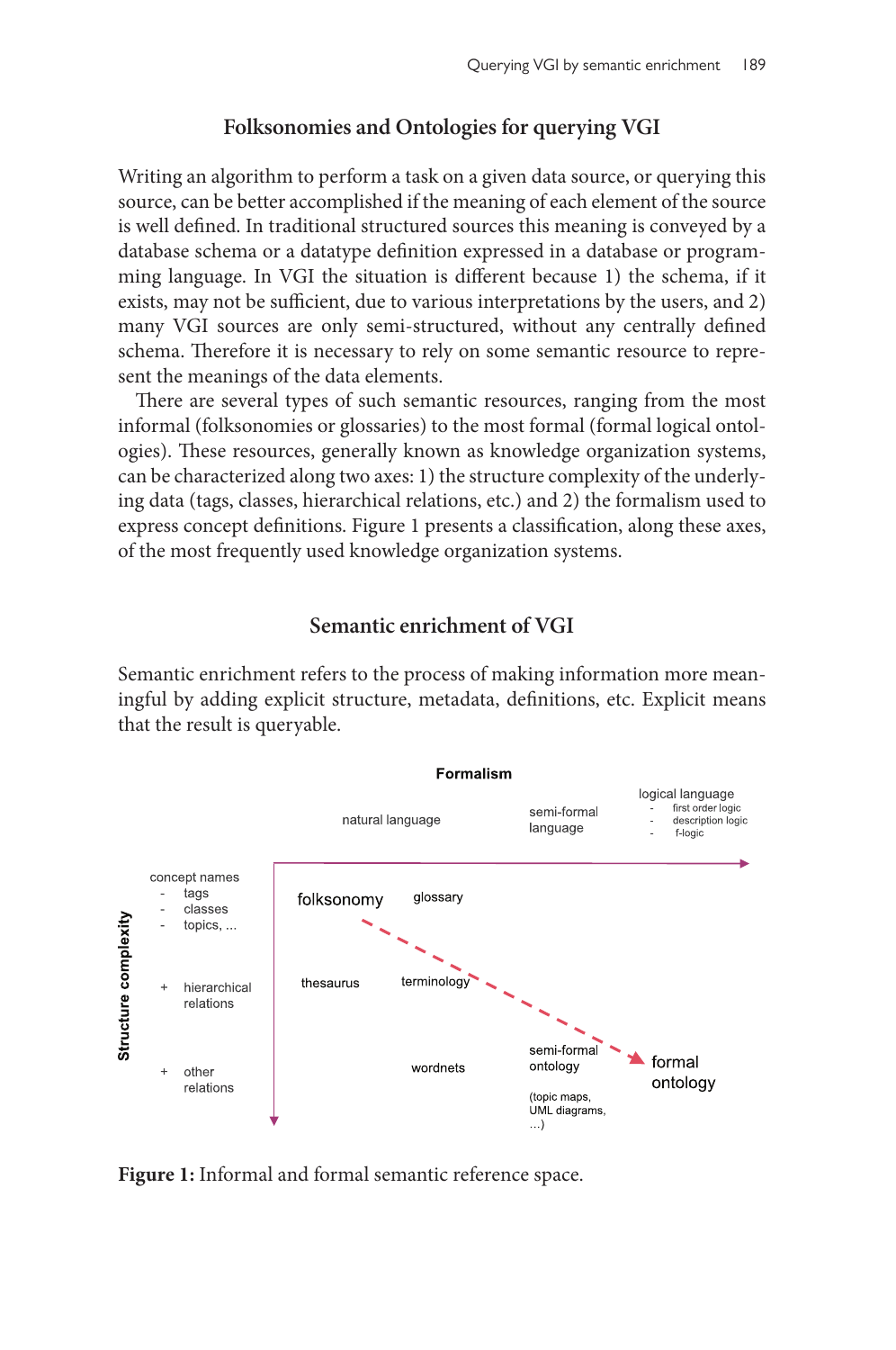## Folksonomies and Ontologies for querying VGI

Writing an algorithm to perform a task on a given data source, or querying this source, can be better accomplished if the meaning of each element of the source is well defined. In traditional structured sources this meaning is conveyed by a database schema or a datatype definition expressed in a database or programming language. In VGI the situation is different because 1) the schema, if it exists, may not be sufficient, due to various interpretations by the users, and 2) many VGI sources are only semi-structured, without any centrally defined schema. Therefore it is necessary to rely on some semantic resource to represent the meanings of the data elements.

There are several types of such semantic resources, ranging from the most informal (folksonomies or glossaries) to the most formal (formal logical ontologies). These resources, generally known as knowledge organization systems, can be characterized along two axes: 1) the structure complexity of the underlying data (tags, classes, hierarchical relations, etc.) and 2) the formalism used to express concept definitions. Figure 1 presents a classification, along these axes, of the most frequently used knowledge organization systems.

## Semantic enrichment of VGI

Semantic enrichment refers to the process of making information more meaningful by adding explicit structure, metadata, definitions, etc. Explicit means that the result is queryable.

| Structure complexity \ Formalism | natural language | | semi-formal language | logical language (first order logic, description logic, f-logic) |
|---|---|---|---|---|
| concept names (tags, classes, topics, ...) | folksonomy | glossary | | |
| + hierarchical relations | thesaurus | terminology | | |
| + other relations | | wordnets | semi-formal ontology (topic maps, UML diagrams, ...) | formal ontology |

**Figure 1:** Informal and formal semantic reference space.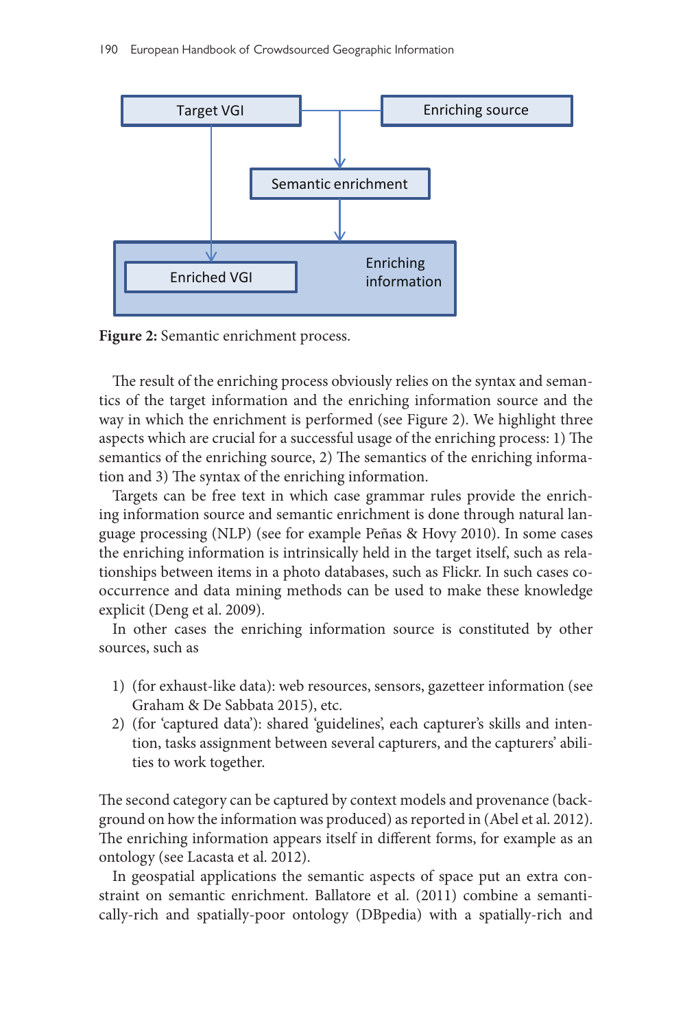Target VGI

Enriching source

Semantic enrichment

Enriched VGI

Enriching information

**Figure 2:** Semantic enrichment process.

The result of the enriching process obviously relies on the syntax and semantics of the target information and the enriching information source and the way in which the enrichment is performed (see Figure 2). We highlight three aspects which are crucial for a successful usage of the enriching process: 1) The semantics of the enriching source, 2) The semantics of the enriching information and 3) The syntax of the enriching information.

Targets can be free text in which case grammar rules provide the enriching information source and semantic enrichment is done through natural language processing (NLP) (see for example Peñas & Hovy 2010). In some cases the enriching information is intrinsically held in the target itself, such as relationships between items in a photo databases, such as Flickr. In such cases co-occurrence and data mining methods can be used to make these knowledge explicit (Deng et al. 2009).

In other cases the enriching information source is constituted by other sources, such as

1) (for exhaust-like data): web resources, sensors, gazetteer information (see Graham & De Sabbata 2015), etc.
2) (for 'captured data'): shared 'guidelines', each capturer's skills and intention, tasks assignment between several capturers, and the capturers' abilities to work together.

The second category can be captured by context models and provenance (background on how the information was produced) as reported in (Abel et al. 2012). The enriching information appears itself in different forms, for example as an ontology (see Lacasta et al. 2012).

In geospatial applications the semantic aspects of space put an extra constraint on semantic enrichment. Ballatore et al. (2011) combine a semantically-rich and spatially-poor ontology (DBpedia) with a spatially-rich and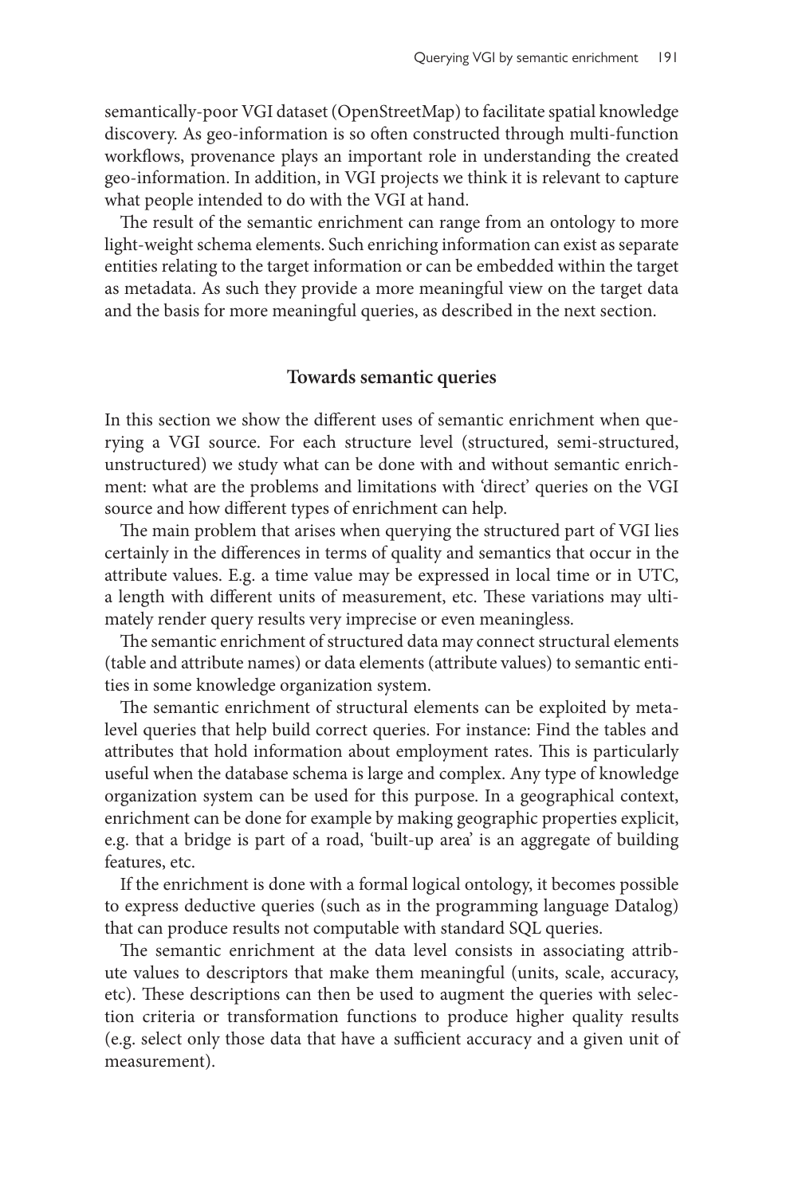semantically-poor VGI dataset (OpenStreetMap) to facilitate spatial knowledge discovery. As geo-information is so often constructed through multi-function workflows, provenance plays an important role in understanding the created geo-information. In addition, in VGI projects we think it is relevant to capture what people intended to do with the VGI at hand.

The result of the semantic enrichment can range from an ontology to more light-weight schema elements. Such enriching information can exist as separate entities relating to the target information or can be embedded within the target as metadata. As such they provide a more meaningful view on the target data and the basis for more meaningful queries, as described in the next section.

## Towards semantic queries

In this section we show the different uses of semantic enrichment when querying a VGI source. For each structure level (structured, semi-structured, unstructured) we study what can be done with and without semantic enrichment: what are the problems and limitations with 'direct' queries on the VGI source and how different types of enrichment can help.

The main problem that arises when querying the structured part of VGI lies certainly in the differences in terms of quality and semantics that occur in the attribute values. E.g. a time value may be expressed in local time or in UTC, a length with different units of measurement, etc. These variations may ultimately render query results very imprecise or even meaningless.

The semantic enrichment of structured data may connect structural elements (table and attribute names) or data elements (attribute values) to semantic entities in some knowledge organization system.

The semantic enrichment of structural elements can be exploited by meta-level queries that help build correct queries. For instance: Find the tables and attributes that hold information about employment rates. This is particularly useful when the database schema is large and complex. Any type of knowledge organization system can be used for this purpose. In a geographical context, enrichment can be done for example by making geographic properties explicit, e.g. that a bridge is part of a road, 'built-up area' is an aggregate of building features, etc.

If the enrichment is done with a formal logical ontology, it becomes possible to express deductive queries (such as in the programming language Datalog) that can produce results not computable with standard SQL queries.

The semantic enrichment at the data level consists in associating attribute values to descriptors that make them meaningful (units, scale, accuracy, etc). These descriptions can then be used to augment the queries with selection criteria or transformation functions to produce higher quality results (e.g. select only those data that have a sufficient accuracy and a given unit of measurement).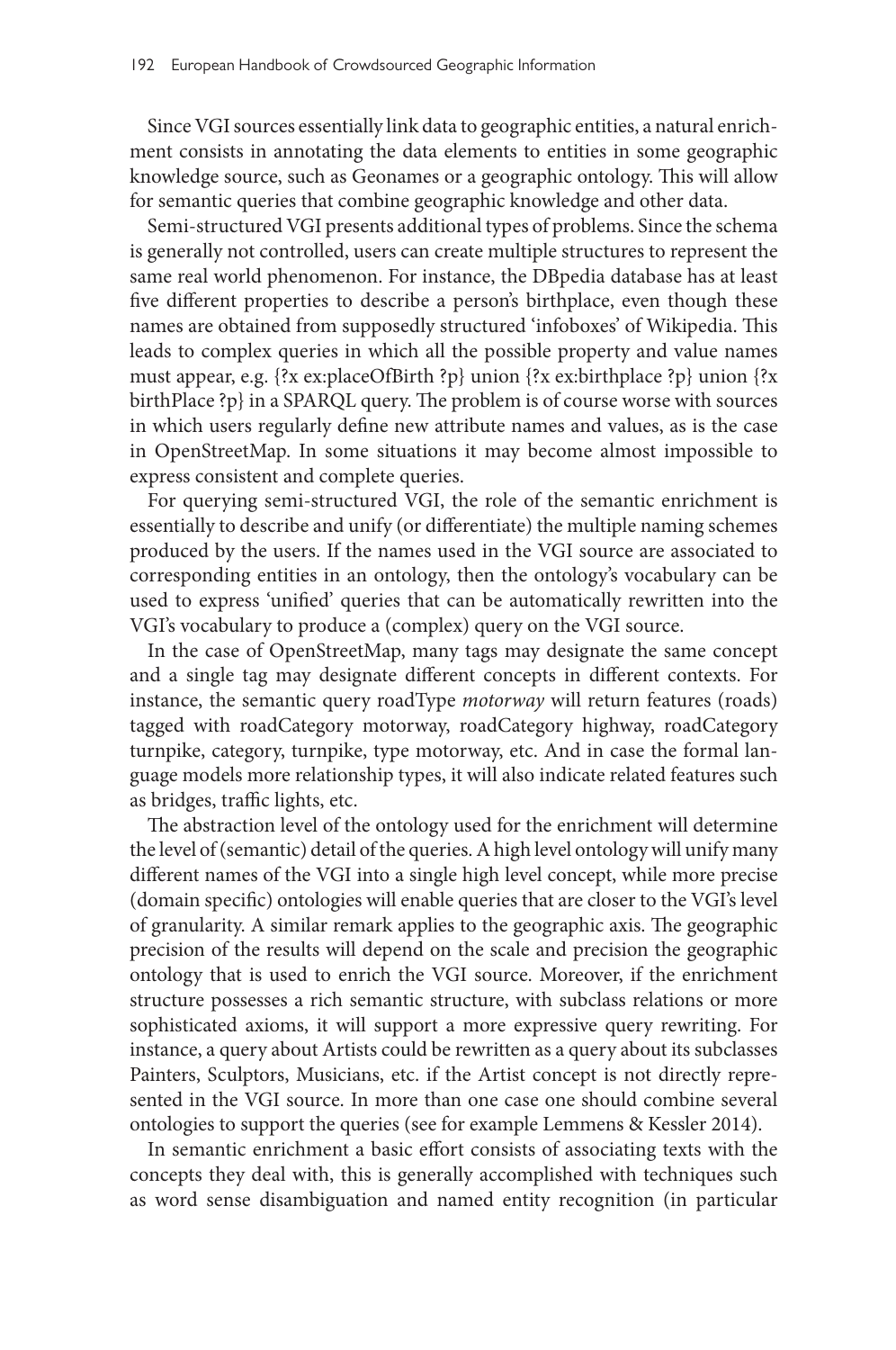Since VGI sources essentially link data to geographic entities, a natural enrichment consists in annotating the data elements to entities in some geographic knowledge source, such as Geonames or a geographic ontology. This will allow for semantic queries that combine geographic knowledge and other data.

Semi-structured VGI presents additional types of problems. Since the schema is generally not controlled, users can create multiple structures to represent the same real world phenomenon. For instance, the DBpedia database has at least five different properties to describe a person's birthplace, even though these names are obtained from supposedly structured 'infoboxes' of Wikipedia. This leads to complex queries in which all the possible property and value names must appear, e.g. {?x ex:placeOfBirth ?p} union {?x ex:birthplace ?p} union {?x birthPlace ?p} in a SPARQL query. The problem is of course worse with sources in which users regularly define new attribute names and values, as is the case in OpenStreetMap. In some situations it may become almost impossible to express consistent and complete queries.

For querying semi-structured VGI, the role of the semantic enrichment is essentially to describe and unify (or differentiate) the multiple naming schemes produced by the users. If the names used in the VGI source are associated to corresponding entities in an ontology, then the ontology's vocabulary can be used to express 'unified' queries that can be automatically rewritten into the VGI's vocabulary to produce a (complex) query on the VGI source.

In the case of OpenStreetMap, many tags may designate the same concept and a single tag may designate different concepts in different contexts. For instance, the semantic query roadType *motorway* will return features (roads) tagged with roadCategory motorway, roadCategory highway, roadCategory turnpike, category, turnpike, type motorway, etc. And in case the formal language models more relationship types, it will also indicate related features such as bridges, traffic lights, etc.

The abstraction level of the ontology used for the enrichment will determine the level of (semantic) detail of the queries. A high level ontology will unify many different names of the VGI into a single high level concept, while more precise (domain specific) ontologies will enable queries that are closer to the VGI's level of granularity. A similar remark applies to the geographic axis. The geographic precision of the results will depend on the scale and precision the geographic ontology that is used to enrich the VGI source. Moreover, if the enrichment structure possesses a rich semantic structure, with subclass relations or more sophisticated axioms, it will support a more expressive query rewriting. For instance, a query about Artists could be rewritten as a query about its subclasses Painters, Sculptors, Musicians, etc. if the Artist concept is not directly represented in the VGI source. In more than one case one should combine several ontologies to support the queries (see for example Lemmens & Kessler 2014).

In semantic enrichment a basic effort consists of associating texts with the concepts they deal with, this is generally accomplished with techniques such as word sense disambiguation and named entity recognition (in particular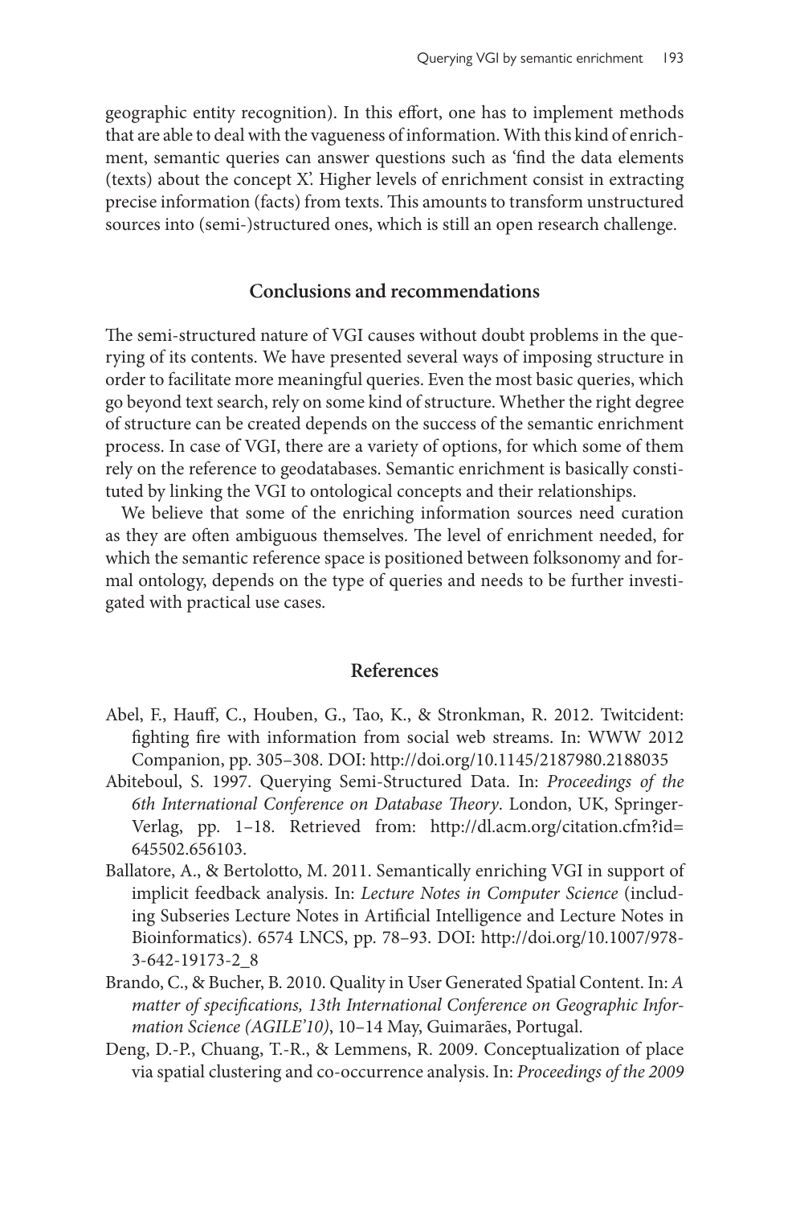geographic entity recognition). In this effort, one has to implement methods that are able to deal with the vagueness of information. With this kind of enrichment, semantic queries can answer questions such as 'find the data elements (texts) about the concept X'. Higher levels of enrichment consist in extracting precise information (facts) from texts. This amounts to transform unstructured sources into (semi-)structured ones, which is still an open research challenge.

## Conclusions and recommendations

The semi-structured nature of VGI causes without doubt problems in the querying of its contents. We have presented several ways of imposing structure in order to facilitate more meaningful queries. Even the most basic queries, which go beyond text search, rely on some kind of structure. Whether the right degree of structure can be created depends on the success of the semantic enrichment process. In case of VGI, there are a variety of options, for which some of them rely on the reference to geodatabases. Semantic enrichment is basically constituted by linking the VGI to ontological concepts and their relationships.

We believe that some of the enriching information sources need curation as they are often ambiguous themselves. The level of enrichment needed, for which the semantic reference space is positioned between folksonomy and formal ontology, depends on the type of queries and needs to be further investigated with practical use cases.

## References

Abel, F., Hauff, C., Houben, G., Tao, K., & Stronkman, R. 2012. Twitcident: fighting fire with information from social web streams. In: WWW 2012 Companion, pp. 305–308. DOI: http://doi.org/10.1145/2187980.2188035

Abiteboul, S. 1997. Querying Semi-Structured Data. In: *Proceedings of the 6th International Conference on Database Theory*. London, UK, Springer-Verlag, pp. 1–18. Retrieved from: http://dl.acm.org/citation.cfm?id=645502.656103.

Ballatore, A., & Bertolotto, M. 2011. Semantically enriching VGI in support of implicit feedback analysis. In: *Lecture Notes in Computer Science* (including Subseries Lecture Notes in Artificial Intelligence and Lecture Notes in Bioinformatics). 6574 LNCS, pp. 78–93. DOI: http://doi.org/10.1007/978-3-642-19173-2_8

Brando, C., & Bucher, B. 2010. Quality in User Generated Spatial Content. In: *A matter of specifications, 13th International Conference on Geographic Information Science (AGILE'10)*, 10–14 May, Guimarães, Portugal.

Deng, D.-P., Chuang, T.-R., & Lemmens, R. 2009. Conceptualization of place via spatial clustering and co-occurrence analysis. In: *Proceedings of the 2009*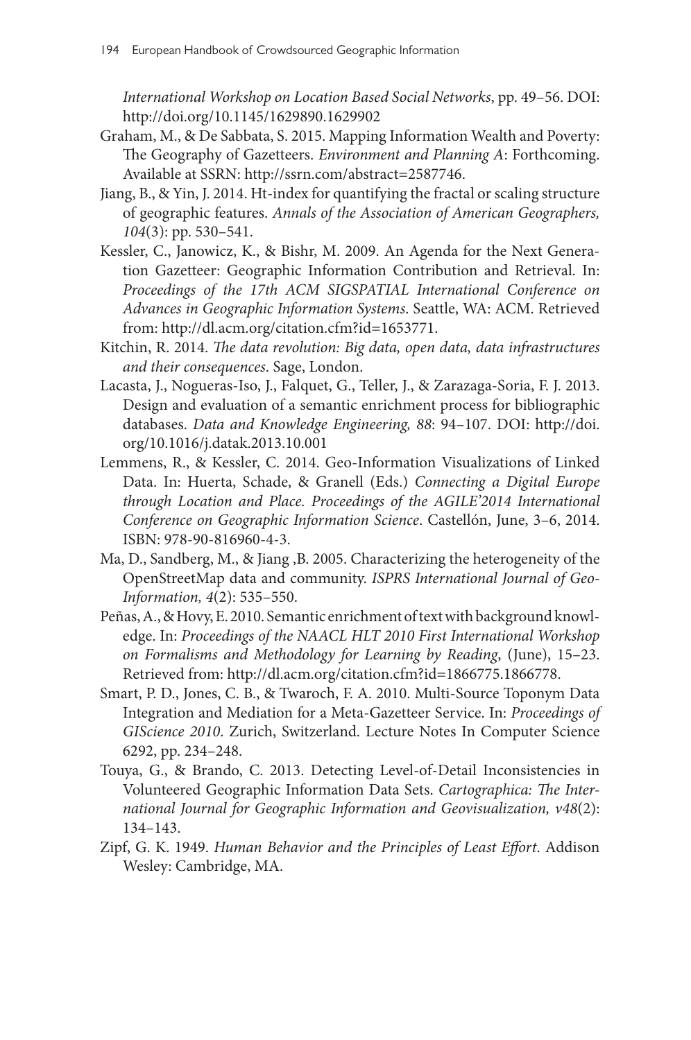*International Workshop on Location Based Social Networks*, pp. 49–56. DOI: http://doi.org/10.1145/1629890.1629902

Graham, M., & De Sabbata, S. 2015. Mapping Information Wealth and Poverty: The Geography of Gazetteers. *Environment and Planning A*: Forthcoming. Available at SSRN: http://ssrn.com/abstract=2587746.

Jiang, B., & Yin, J. 2014. Ht-index for quantifying the fractal or scaling structure of geographic features. *Annals of the Association of American Geographers, 104*(3): pp. 530–541.

Kessler, C., Janowicz, K., & Bishr, M. 2009. An Agenda for the Next Generation Gazetteer: Geographic Information Contribution and Retrieval. In: *Proceedings of the 17th ACM SIGSPATIAL International Conference on Advances in Geographic Information Systems*. Seattle, WA: ACM. Retrieved from: http://dl.acm.org/citation.cfm?id=1653771.

Kitchin, R. 2014. *The data revolution: Big data, open data, data infrastructures and their consequences*. Sage, London.

Lacasta, J., Nogueras-Iso, J., Falquet, G., Teller, J., & Zarazaga-Soria, F. J. 2013. Design and evaluation of a semantic enrichment process for bibliographic databases. *Data and Knowledge Engineering, 88*: 94–107. DOI: http://doi.org/10.1016/j.datak.2013.10.001

Lemmens, R., & Kessler, C. 2014. Geo-Information Visualizations of Linked Data. In: Huerta, Schade, & Granell (Eds.) *Connecting a Digital Europe through Location and Place. Proceedings of the AGILE'2014 International Conference on Geographic Information Science*. Castellón, June, 3–6, 2014. ISBN: 978-90-816960-4-3.

Ma, D., Sandberg, M., & Jiang ,B. 2005. Characterizing the heterogeneity of the OpenStreetMap data and community. *ISPRS International Journal of Geo-Information, 4*(2): 535–550.

Peñas, A., & Hovy, E. 2010. Semantic enrichment of text with background knowledge. In: *Proceedings of the NAACL HLT 2010 First International Workshop on Formalisms and Methodology for Learning by Reading*, (June), 15–23. Retrieved from: http://dl.acm.org/citation.cfm?id=1866775.1866778.

Smart, P. D., Jones, C. B., & Twaroch, F. A. 2010. Multi-Source Toponym Data Integration and Mediation for a Meta-Gazetteer Service. In: *Proceedings of GIScience 2010*. Zurich, Switzerland. Lecture Notes In Computer Science 6292, pp. 234–248.

Touya, G., & Brando, C. 2013. Detecting Level-of-Detail Inconsistencies in Volunteered Geographic Information Data Sets. *Cartographica: The International Journal for Geographic Information and Geovisualization, v48*(2): 134–143.

Zipf, G. K. 1949. *Human Behavior and the Principles of Least Effort*. Addison Wesley: Cambridge, MA.